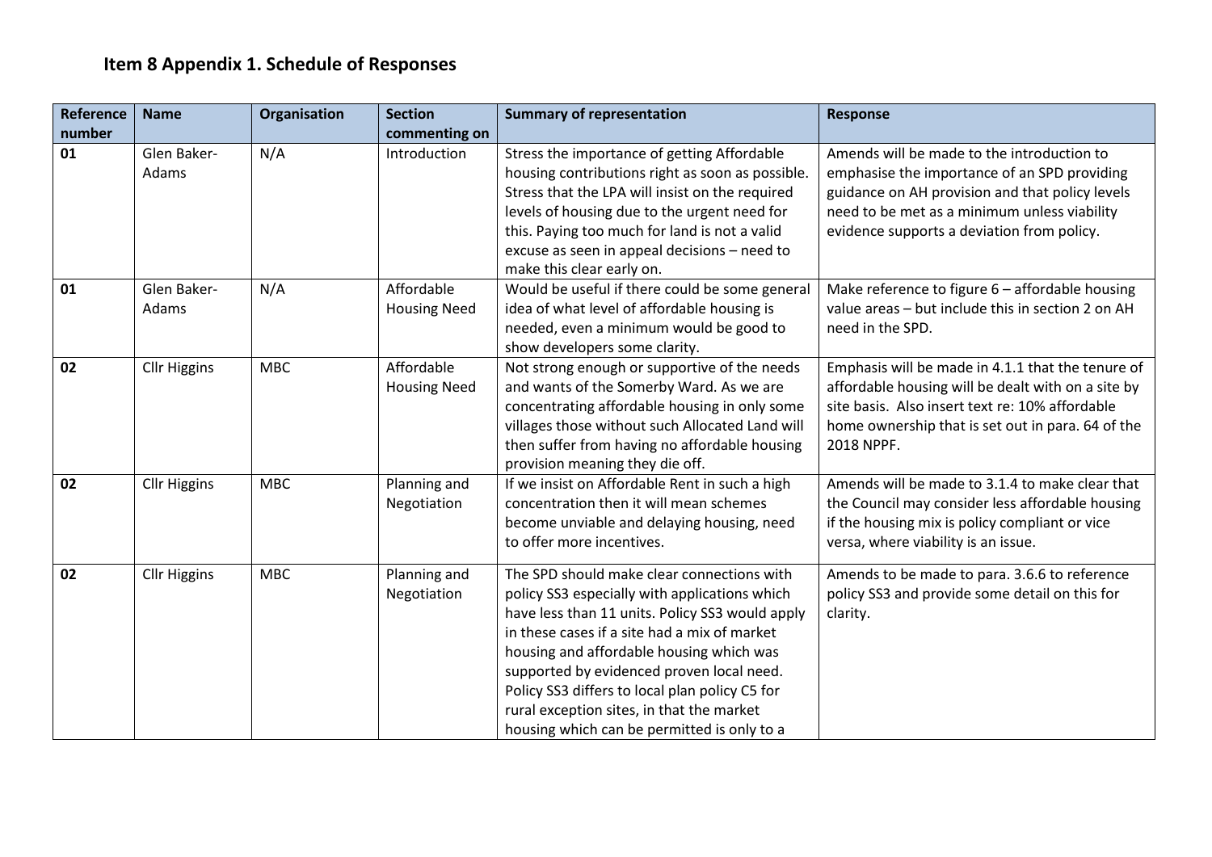## Item 8 Appendix 1. Schedule of Responses

| Reference number | Name | Organisation | Section commenting on | Summary of representation | Response |
|---|---|---|---|---|---|
| **01** | Glen Baker-Adams | N/A | Introduction | Stress the importance of getting Affordable housing contributions right as soon as possible. Stress that the LPA will insist on the required levels of housing due to the urgent need for this. Paying too much for land is not a valid excuse as seen in appeal decisions – need to make this clear early on. | Amends will be made to the introduction to emphasise the importance of an SPD providing guidance on AH provision and that policy levels need to be met as a minimum unless viability evidence supports a deviation from policy. |
| **01** | Glen Baker-Adams | N/A | Affordable Housing Need | Would be useful if there could be some general idea of what level of affordable housing is needed, even a minimum would be good to show developers some clarity. | Make reference to figure 6 – affordable housing value areas – but include this in section 2 on AH need in the SPD. |
| **02** | Cllr Higgins | MBC | Affordable Housing Need | Not strong enough or supportive of the needs and wants of the Somerby Ward. As we are concentrating affordable housing in only some villages those without such Allocated Land will then suffer from having no affordable housing provision meaning they die off. | Emphasis will be made in 4.1.1 that the tenure of affordable housing will be dealt with on a site by site basis. Also insert text re: 10% affordable home ownership that is set out in para. 64 of the 2018 NPPF. |
| **02** | Cllr Higgins | MBC | Planning and Negotiation | If we insist on Affordable Rent in such a high concentration then it will mean schemes become unviable and delaying housing, need to offer more incentives. | Amends will be made to 3.1.4 to make clear that the Council may consider less affordable housing if the housing mix is policy compliant or vice versa, where viability is an issue. |
| **02** | Cllr Higgins | MBC | Planning and Negotiation | The SPD should make clear connections with policy SS3 especially with applications which have less than 11 units. Policy SS3 would apply in these cases if a site had a mix of market housing and affordable housing which was supported by evidenced proven local need. Policy SS3 differs to local plan policy C5 for rural exception sites, in that the market housing which can be permitted is only to a | Amends to be made to para. 3.6.6 to reference policy SS3 and provide some detail on this for clarity. |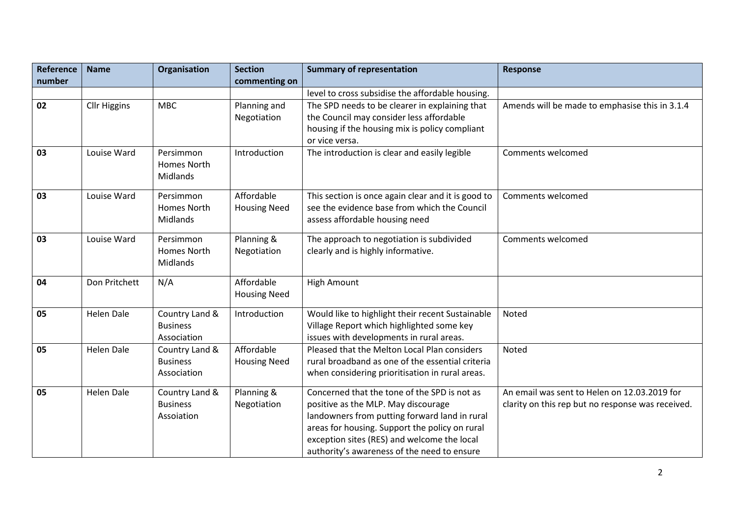| Reference number | Name | Organisation | Section commenting on | Summary of representation | Response |
|---|---|---|---|---|---|
| | | | | level to cross subsidise the affordable housing. | |
| **02** | Cllr Higgins | MBC | Planning and Negotiation | The SPD needs to be clearer in explaining that the Council may consider less affordable housing if the housing mix is policy compliant or vice versa. | Amends will be made to emphasise this in 3.1.4 |
| **03** | Louise Ward | Persimmon Homes North Midlands | Introduction | The introduction is clear and easily legible | Comments welcomed |
| **03** | Louise Ward | Persimmon Homes North Midlands | Affordable Housing Need | This section is once again clear and it is good to see the evidence base from which the Council assess affordable housing need | Comments welcomed |
| **03** | Louise Ward | Persimmon Homes North Midlands | Planning & Negotiation | The approach to negotiation is subdivided clearly and is highly informative. | Comments welcomed |
| **04** | Don Pritchett | N/A | Affordable Housing Need | High Amount | |
| **05** | Helen Dale | Country Land & Business Association | Introduction | Would like to highlight their recent Sustainable Village Report which highlighted some key issues with developments in rural areas. | Noted |
| **05** | Helen Dale | Country Land & Business Association | Affordable Housing Need | Pleased that the Melton Local Plan considers rural broadband as one of the essential criteria when considering prioritisation in rural areas. | Noted |
| **05** | Helen Dale | Country Land & Business Assoiation | Planning & Negotiation | Concerned that the tone of the SPD is not as positive as the MLP. May discourage landowners from putting forward land in rural areas for housing. Support the policy on rural exception sites (RES) and welcome the local authority's awareness of the need to ensure | An email was sent to Helen on 12.03.2019 for clarity on this rep but no response was received. |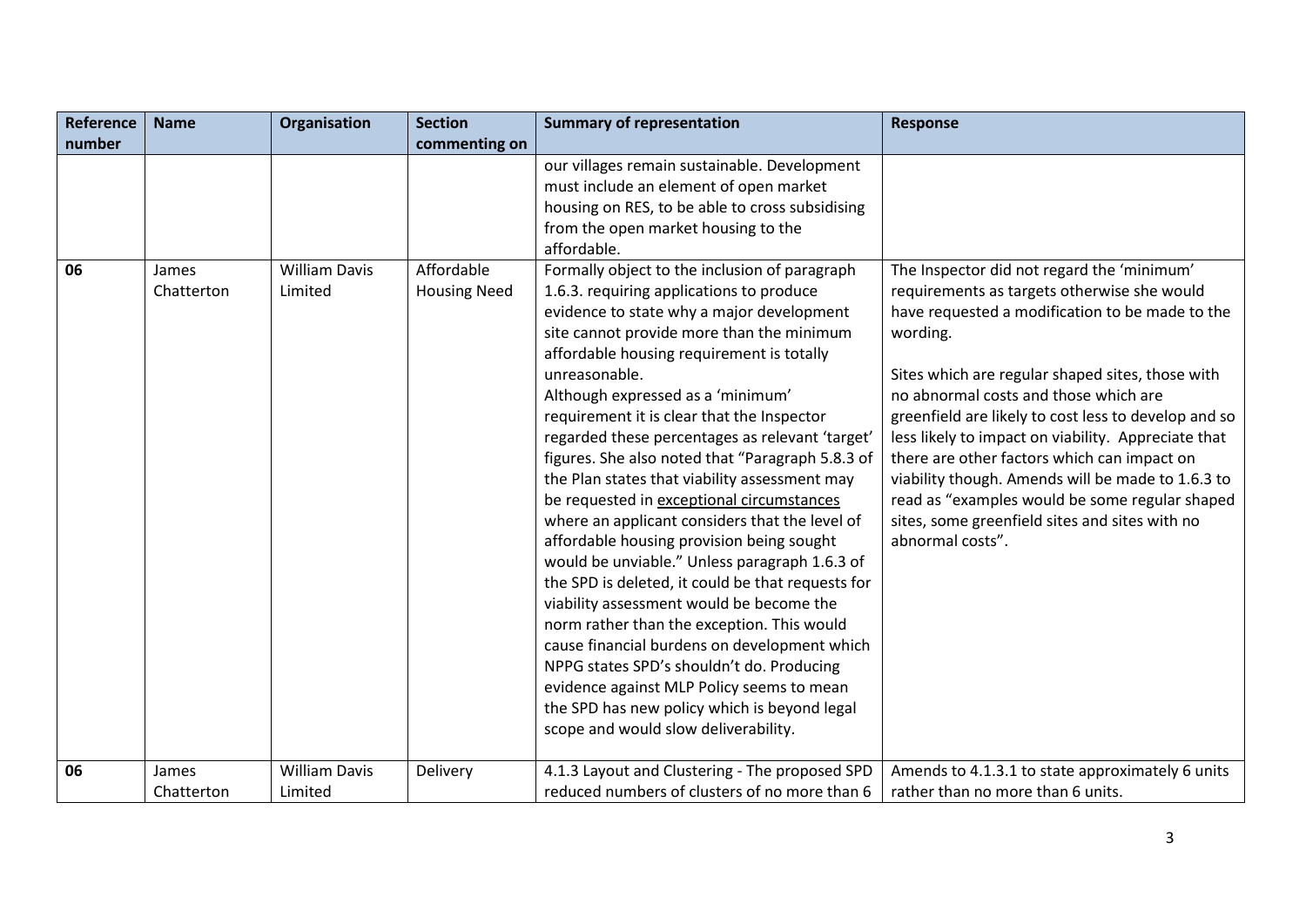| Reference number | Name | Organisation | Section commenting on | Summary of representation | Response |
|---|---|---|---|---|---|
| | | | | our villages remain sustainable. Development must include an element of open market housing on RES, to be able to cross subsidising from the open market housing to the affordable. | |
| **06** | James Chatterton | William Davis Limited | Affordable Housing Need | Formally object to the inclusion of paragraph 1.6.3. requiring applications to produce evidence to state why a major development site cannot provide more than the minimum affordable housing requirement is totally unreasonable. Although expressed as a 'minimum' requirement it is clear that the Inspector regarded these percentages as relevant 'target' figures. She also noted that "Paragraph 5.8.3 of the Plan states that viability assessment may be requested in exceptional circumstances where an applicant considers that the level of affordable housing provision being sought would be unviable." Unless paragraph 1.6.3 of the SPD is deleted, it could be that requests for viability assessment would be become the norm rather than the exception. This would cause financial burdens on development which NPPG states SPD's shouldn't do. Producing evidence against MLP Policy seems to mean the SPD has new policy which is beyond legal scope and would slow deliverability. | The Inspector did not regard the 'minimum' requirements as targets otherwise she would have requested a modification to be made to the wording. Sites which are regular shaped sites, those with no abnormal costs and those which are greenfield are likely to cost less to develop and so less likely to impact on viability. Appreciate that there are other factors which can impact on viability though. Amends will be made to 1.6.3 to read as "examples would be some regular shaped sites, some greenfield sites and sites with no abnormal costs". |
| **06** | James Chatterton | William Davis Limited | Delivery | 4.1.3 Layout and Clustering - The proposed SPD reduced numbers of clusters of no more than 6 | Amends to 4.1.3.1 to state approximately 6 units rather than no more than 6 units. |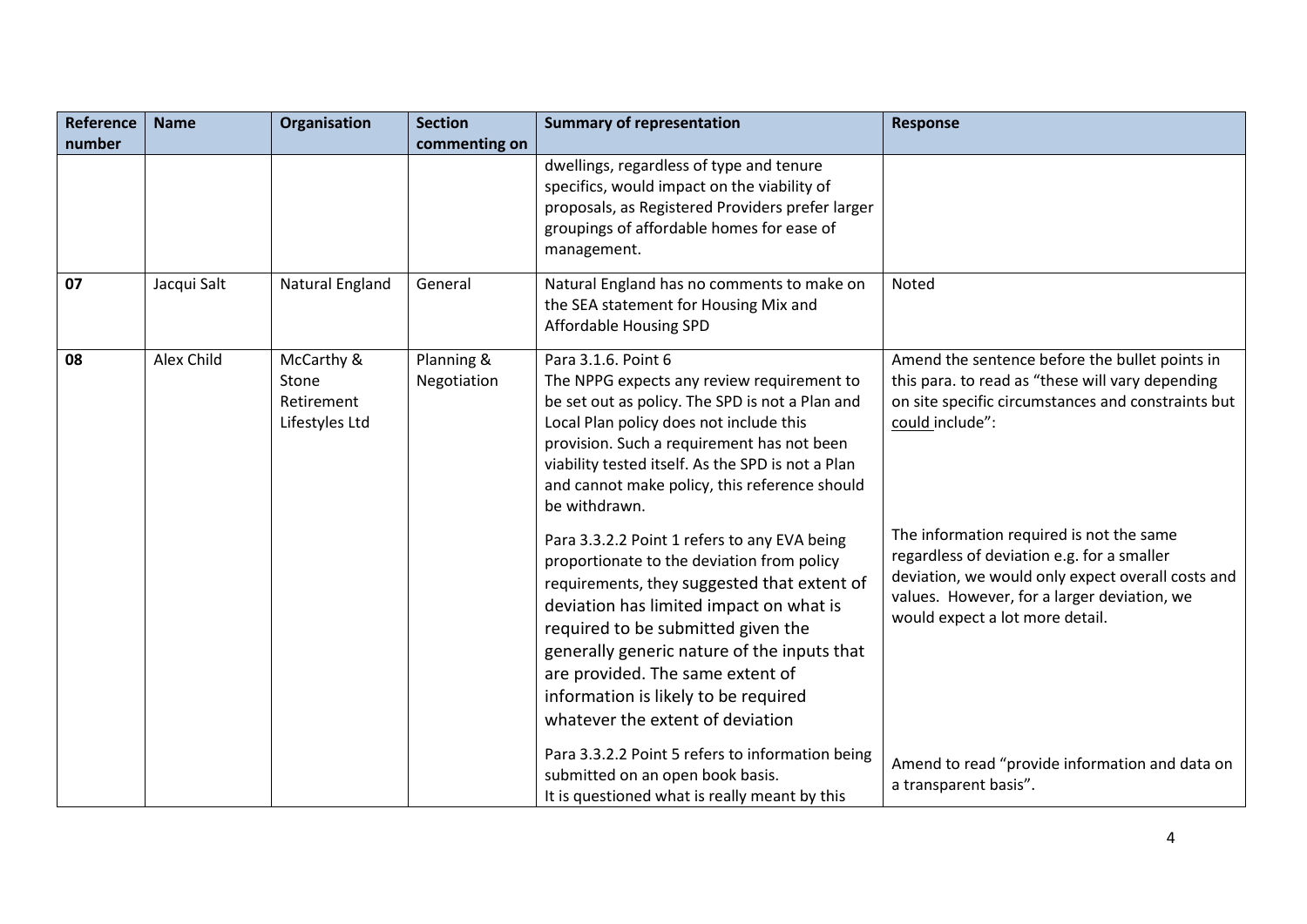| Reference number | Name | Organisation | Section commenting on | Summary of representation | Response |
|---|---|---|---|---|---|
| | | | | dwellings, regardless of type and tenure specifics, would impact on the viability of proposals, as Registered Providers prefer larger groupings of affordable homes for ease of management. | |
| **07** | Jacqui Salt | Natural England | General | Natural England has no comments to make on the SEA statement for Housing Mix and Affordable Housing SPD | Noted |
| **08** | Alex Child | McCarthy & Stone Retirement Lifestyles Ltd | Planning & Negotiation | Para 3.1.6. Point 6<br>The NPPG expects any review requirement to be set out as policy. The SPD is not a Plan and Local Plan policy does not include this provision. Such a requirement has not been viability tested itself. As the SPD is not a Plan and cannot make policy, this reference should be withdrawn. | Amend the sentence before the bullet points in this para. to read as "these will vary depending on site specific circumstances and constraints but <u>could</u> include": |
| | | | | Para 3.3.2.2 Point 1 refers to any EVA being proportionate to the deviation from policy requirements, they suggested that extent of deviation has limited impact on what is required to be submitted given the generally generic nature of the inputs that are provided. The same extent of information is likely to be required whatever the extent of deviation | The information required is not the same regardless of deviation e.g. for a smaller deviation, we would only expect overall costs and values. However, for a larger deviation, we would expect a lot more detail. |
| | | | | Para 3.3.2.2 Point 5 refers to information being submitted on an open book basis.<br>It is questioned what is really meant by this | Amend to read "provide information and data on a transparent basis". |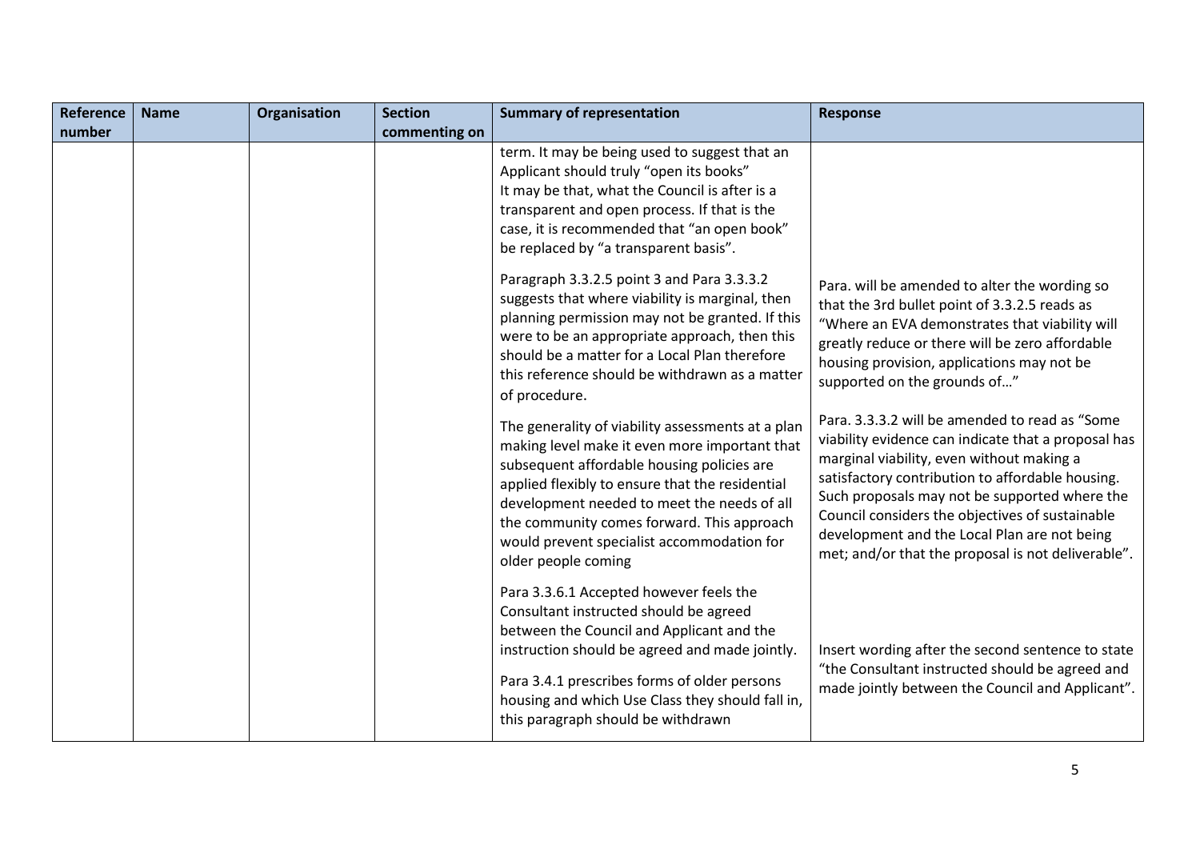| Reference number | Name | Organisation | Section commenting on | Summary of representation | Response |
|---|---|---|---|---|---|
| | | | | term. It may be being used to suggest that an Applicant should truly "open its books" It may be that, what the Council is after is a transparent and open process. If that is the case, it is recommended that "an open book" be replaced by "a transparent basis". | |
| | | | | Paragraph 3.3.2.5 point 3 and Para 3.3.3.2 suggests that where viability is marginal, then planning permission may not be granted. If this were to be an appropriate approach, then this should be a matter for a Local Plan therefore this reference should be withdrawn as a matter of procedure. | Para. will be amended to alter the wording so that the 3rd bullet point of 3.3.2.5 reads as "Where an EVA demonstrates that viability will greatly reduce or there will be zero affordable housing provision, applications may not be supported on the grounds of…" |
| | | | | The generality of viability assessments at a plan making level make it even more important that subsequent affordable housing policies are applied flexibly to ensure that the residential development needed to meet the needs of all the community comes forward. This approach would prevent specialist accommodation for older people coming | Para. 3.3.3.2 will be amended to read as "Some viability evidence can indicate that a proposal has marginal viability, even without making a satisfactory contribution to affordable housing. Such proposals may not be supported where the Council considers the objectives of sustainable development and the Local Plan are not being met; and/or that the proposal is not deliverable". |
| | | | | Para 3.3.6.1 Accepted however feels the Consultant instructed should be agreed between the Council and Applicant and the instruction should be agreed and made jointly. | Insert wording after the second sentence to state "the Consultant instructed should be agreed and made jointly between the Council and Applicant". |
| | | | | Para 3.4.1 prescribes forms of older persons housing and which Use Class they should fall in, this paragraph should be withdrawn | |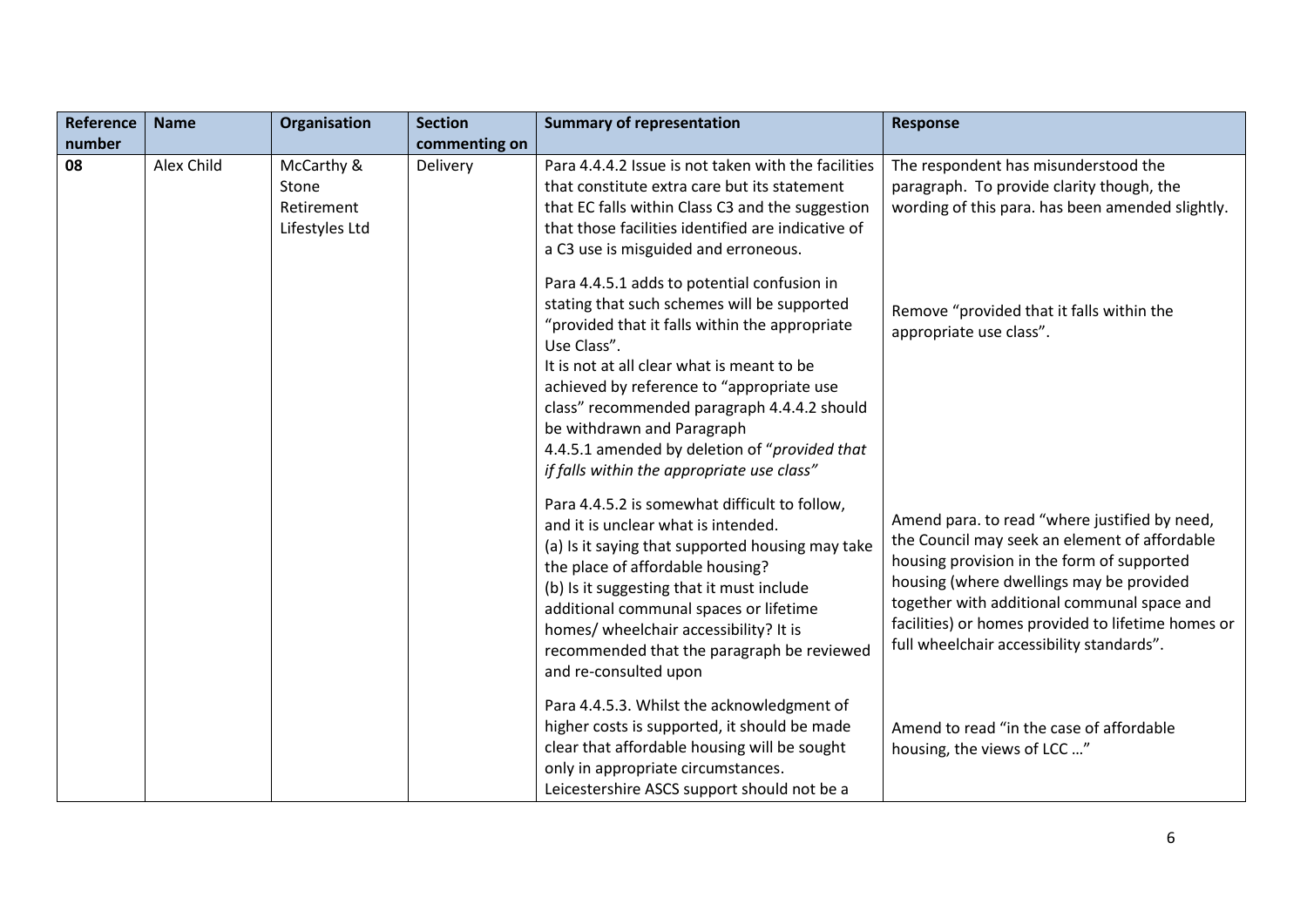| Reference number | Name | Organisation | Section commenting on | Summary of representation | Response |
|---|---|---|---|---|---|
| **08** | Alex Child | McCarthy & Stone Retirement Lifestyles Ltd | Delivery | Para 4.4.4.2 Issue is not taken with the facilities that constitute extra care but its statement that EC falls within Class C3 and the suggestion that those facilities identified are indicative of a C3 use is misguided and erroneous. | The respondent has misunderstood the paragraph. To provide clarity though, the wording of this para. has been amended slightly. |
| | | | | Para 4.4.5.1 adds to potential confusion in stating that such schemes will be supported "provided that it falls within the appropriate Use Class".<br>It is not at all clear what is meant to be achieved by reference to "appropriate use class" recommended paragraph 4.4.4.2 should be withdrawn and Paragraph 4.4.5.1 amended by deletion of "*provided that if falls within the appropriate use class"* | Remove "provided that it falls within the appropriate use class". |
| | | | | Para 4.4.5.2 is somewhat difficult to follow, and it is unclear what is intended.<br>(a) Is it saying that supported housing may take the place of affordable housing?<br>(b) Is it suggesting that it must include additional communal spaces or lifetime homes/ wheelchair accessibility? It is recommended that the paragraph be reviewed and re-consulted upon | Amend para. to read "where justified by need, the Council may seek an element of affordable housing provision in the form of supported housing (where dwellings may be provided together with additional communal space and facilities) or homes provided to lifetime homes or full wheelchair accessibility standards". |
| | | | | Para 4.4.5.3. Whilst the acknowledgment of higher costs is supported, it should be made clear that affordable housing will be sought only in appropriate circumstances.<br>Leicestershire ASCS support should not be a | Amend to read "in the case of affordable housing, the views of LCC …" |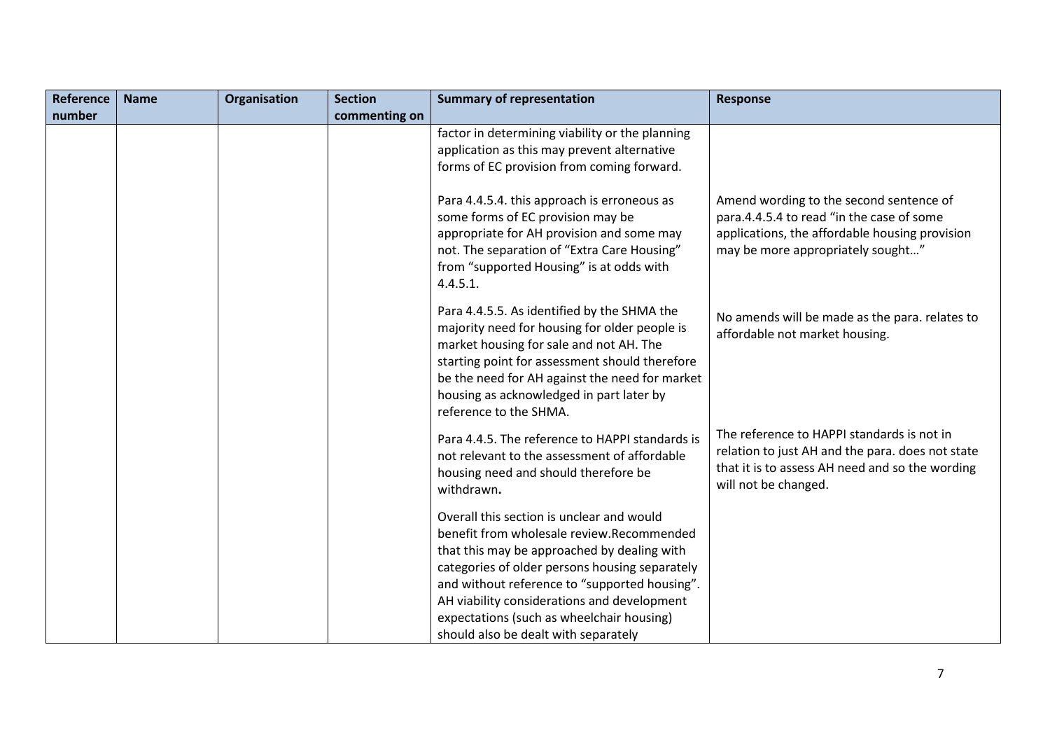| Reference number | Name | Organisation | Section commenting on | Summary of representation | Response |
|---|---|---|---|---|---|
| | | | | factor in determining viability or the planning application as this may prevent alternative forms of EC provision from coming forward. | |
| | | | | Para 4.4.5.4. this approach is erroneous as some forms of EC provision may be appropriate for AH provision and some may not. The separation of "Extra Care Housing" from "supported Housing" is at odds with 4.4.5.1. | Amend wording to the second sentence of para.4.4.5.4 to read "in the case of some applications, the affordable housing provision may be more appropriately sought…" |
| | | | | Para 4.4.5.5. As identified by the SHMA the majority need for housing for older people is market housing for sale and not AH. The starting point for assessment should therefore be the need for AH against the need for market housing as acknowledged in part later by reference to the SHMA. | No amends will be made as the para. relates to affordable not market housing. |
| | | | | Para 4.4.5. The reference to HAPPI standards is not relevant to the assessment of affordable housing need and should therefore be withdrawn**.** | The reference to HAPPI standards is not in relation to just AH and the para. does not state that it is to assess AH need and so the wording will not be changed. |
| | | | | Overall this section is unclear and would benefit from wholesale review.Recommended that this may be approached by dealing with categories of older persons housing separately and without reference to "supported housing". AH viability considerations and development expectations (such as wheelchair housing) should also be dealt with separately | |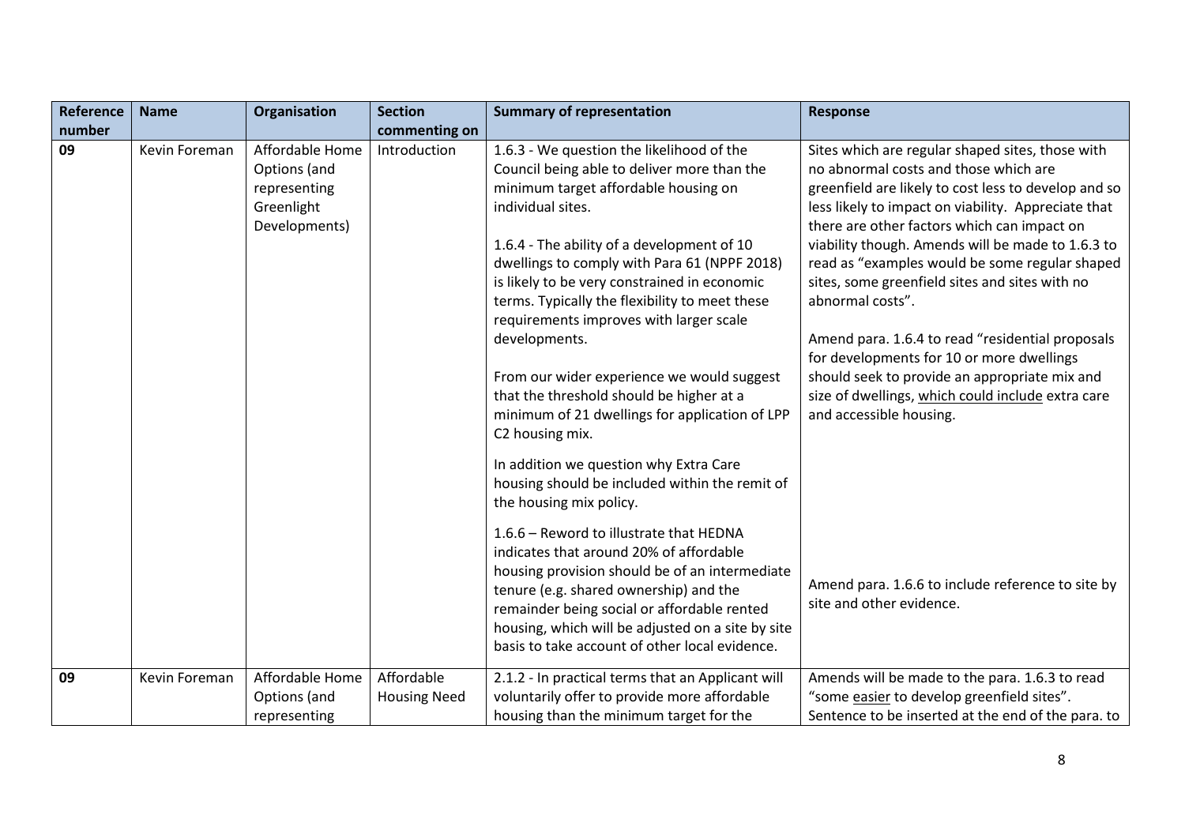| Reference number | Name | Organisation | Section commenting on | Summary of representation | Response |
|---|---|---|---|---|---|
| 09 | Kevin Foreman | Affordable Home Options (and representing Greenlight Developments) | Introduction | 1.6.3 - We question the likelihood of the Council being able to deliver more than the minimum target affordable housing on individual sites.<br><br>1.6.4 - The ability of a development of 10 dwellings to comply with Para 61 (NPPF 2018) is likely to be very constrained in economic terms. Typically the flexibility to meet these requirements improves with larger scale developments.<br><br>From our wider experience we would suggest that the threshold should be higher at a minimum of 21 dwellings for application of LPP C2 housing mix.<br><br>In addition we question why Extra Care housing should be included within the remit of the housing mix policy.<br><br>1.6.6 – Reword to illustrate that HEDNA indicates that around 20% of affordable housing provision should be of an intermediate tenure (e.g. shared ownership) and the remainder being social or affordable rented housing, which will be adjusted on a site by site basis to take account of other local evidence. | Sites which are regular shaped sites, those with no abnormal costs and those which are greenfield are likely to cost less to develop and so less likely to impact on viability. Appreciate that there are other factors which can impact on viability though. Amends will be made to 1.6.3 to read as "examples would be some regular shaped sites, some greenfield sites and sites with no abnormal costs".<br><br>Amend para. 1.6.4 to read "residential proposals for developments for 10 or more dwellings should seek to provide an appropriate mix and size of dwellings, which could include extra care and accessible housing.<br><br>Amend para. 1.6.6 to include reference to site by site and other evidence. |
| 09 | Kevin Foreman | Affordable Home Options (and representing | Affordable Housing Need | 2.1.2 - In practical terms that an Applicant will voluntarily offer to provide more affordable housing than the minimum target for the | Amends will be made to the para. 1.6.3 to read "some easier to develop greenfield sites". Sentence to be inserted at the end of the para. to |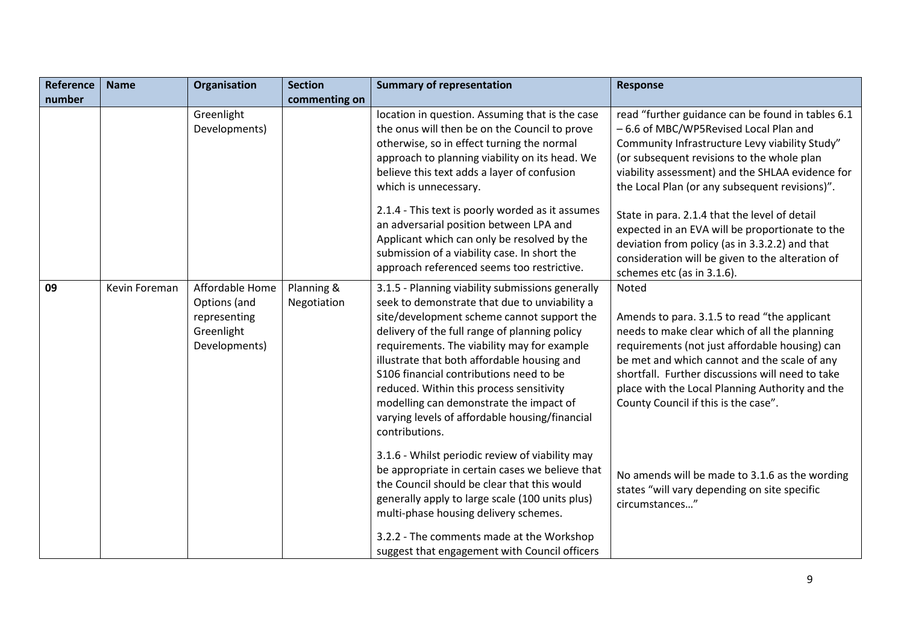| Reference number | Name | Organisation | Section commenting on | Summary of representation | Response |
|---|---|---|---|---|---|
| | | Greenlight Developments) | | location in question. Assuming that is the case the onus will then be on the Council to prove otherwise, so in effect turning the normal approach to planning viability on its head. We believe this text adds a layer of confusion which is unnecessary.<br><br>2.1.4 - This text is poorly worded as it assumes an adversarial position between LPA and Applicant which can only be resolved by the submission of a viability case. In short the approach referenced seems too restrictive. | read "further guidance can be found in tables 6.1 – 6.6 of MBC/WP5Revised Local Plan and Community Infrastructure Levy viability Study" (or subsequent revisions to the whole plan viability assessment) and the SHLAA evidence for the Local Plan (or any subsequent revisions)".<br><br>State in para. 2.1.4 that the level of detail expected in an EVA will be proportionate to the deviation from policy (as in 3.3.2.2) and that consideration will be given to the alteration of schemes etc (as in 3.1.6). |
| **09** | Kevin Foreman | Affordable Home Options (and representing Greenlight Developments) | Planning & Negotiation | 3.1.5 - Planning viability submissions generally seek to demonstrate that due to unviability a site/development scheme cannot support the delivery of the full range of planning policy requirements. The viability may for example illustrate that both affordable housing and S106 financial contributions need to be reduced. Within this process sensitivity modelling can demonstrate the impact of varying levels of affordable housing/financial contributions.<br><br>3.1.6 - Whilst periodic review of viability may be appropriate in certain cases we believe that the Council should be clear that this would generally apply to large scale (100 units plus) multi-phase housing delivery schemes.<br><br>3.2.2 - The comments made at the Workshop suggest that engagement with Council officers | Noted<br><br>Amends to para. 3.1.5 to read "the applicant needs to make clear which of all the planning requirements (not just affordable housing) can be met and which cannot and the scale of any shortfall. Further discussions will need to take place with the Local Planning Authority and the County Council if this is the case".<br><br>No amends will be made to 3.1.6 as the wording states "will vary depending on site specific circumstances…" |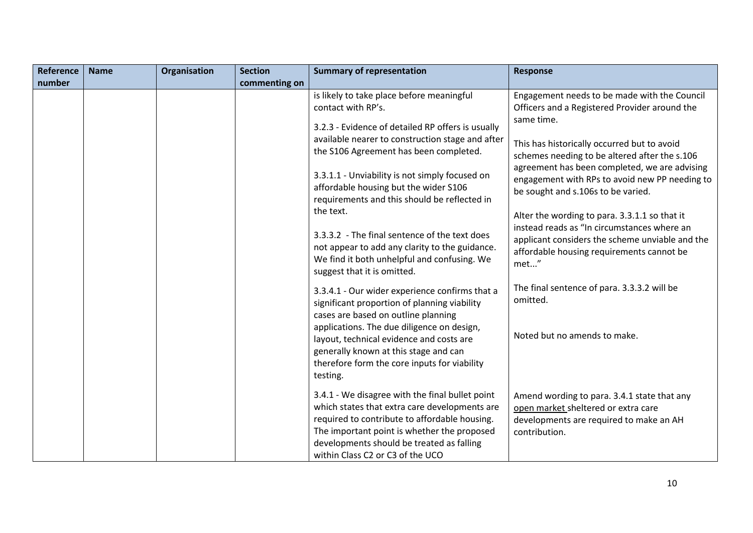| Reference number | Name | Organisation | Section commenting on | Summary of representation | Response |
|---|---|---|---|---|---|
| | | | | is likely to take place before meaningful contact with RP's. | Engagement needs to be made with the Council Officers and a Registered Provider around the same time. |
| | | | | 3.2.3 - Evidence of detailed RP offers is usually available nearer to construction stage and after the S106 Agreement has been completed. | This has historically occurred but to avoid schemes needing to be altered after the s.106 agreement has been completed, we are advising engagement with RPs to avoid new PP needing to be sought and s.106s to be varied. |
| | | | | 3.3.1.1 - Unviability is not simply focused on affordable housing but the wider S106 requirements and this should be reflected in the text. | Alter the wording to para. 3.3.1.1 so that it instead reads as "In circumstances where an applicant considers the scheme unviable and the affordable housing requirements cannot be met..." |
| | | | | 3.3.3.2 - The final sentence of the text does not appear to add any clarity to the guidance. We find it both unhelpful and confusing. We suggest that it is omitted. | The final sentence of para. 3.3.3.2 will be omitted. |
| | | | | 3.3.4.1 - Our wider experience confirms that a significant proportion of planning viability cases are based on outline planning applications. The due diligence on design, layout, technical evidence and costs are generally known at this stage and can therefore form the core inputs for viability testing. | Noted but no amends to make. |
| | | | | 3.4.1 - We disagree with the final bullet point which states that extra care developments are required to contribute to affordable housing. The important point is whether the proposed developments should be treated as falling within Class C2 or C3 of the UCO | Amend wording to para. 3.4.1 state that any open market sheltered or extra care developments are required to make an AH contribution. |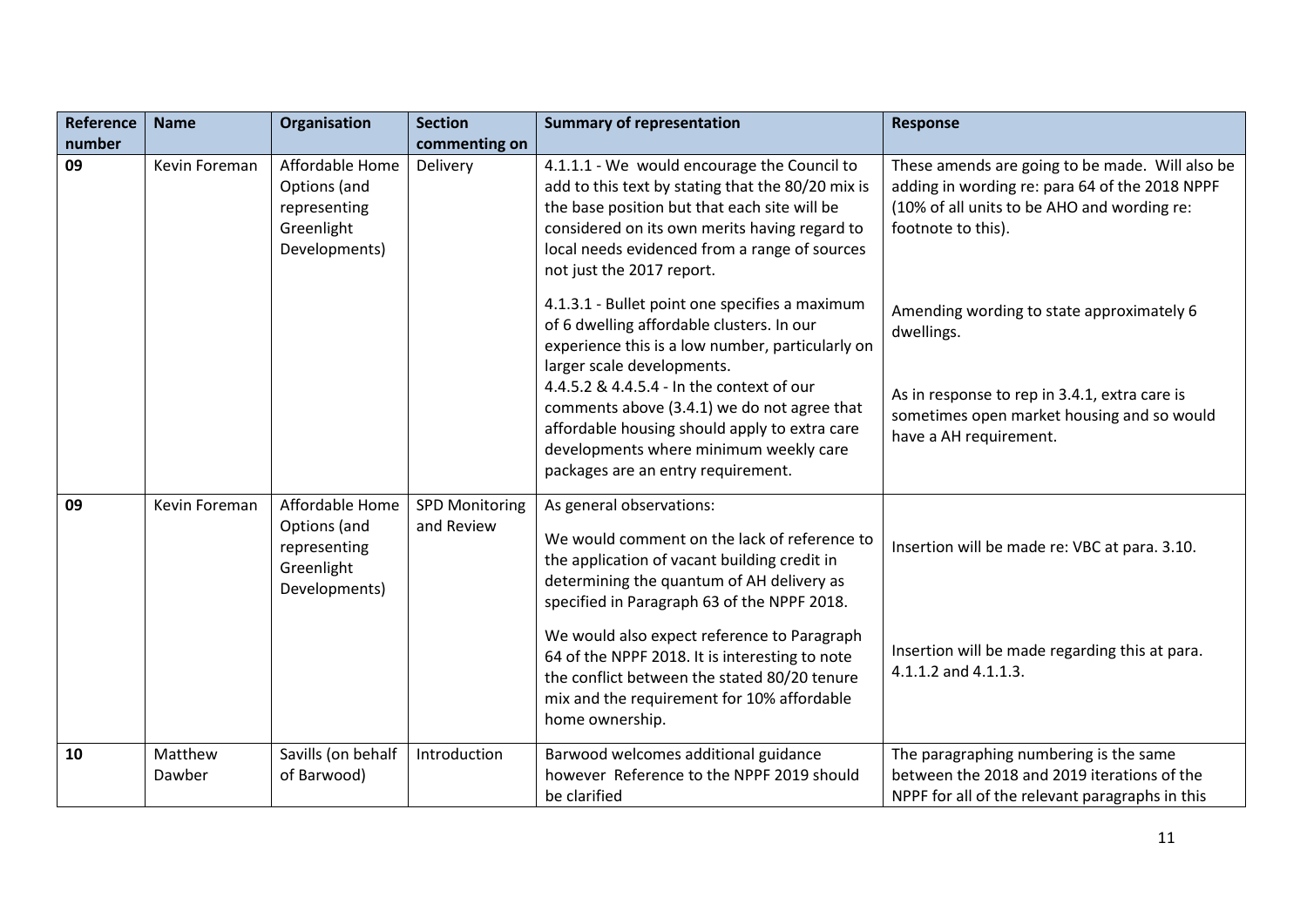| Reference number | Name | Organisation | Section commenting on | Summary of representation | Response |
|---|---|---|---|---|---|
| 09 | Kevin Foreman | Affordable Home Options (and representing Greenlight Developments) | Delivery | 4.1.1.1 - We would encourage the Council to add to this text by stating that the 80/20 mix is the base position but that each site will be considered on its own merits having regard to local needs evidenced from a range of sources not just the 2017 report.<br><br>4.1.3.1 - Bullet point one specifies a maximum of 6 dwelling affordable clusters. In our experience this is a low number, particularly on larger scale developments.<br>4.4.5.2 & 4.4.5.4 - In the context of our comments above (3.4.1) we do not agree that affordable housing should apply to extra care developments where minimum weekly care packages are an entry requirement. | These amends are going to be made. Will also be adding in wording re: para 64 of the 2018 NPPF (10% of all units to be AHO and wording re: footnote to this).<br><br>Amending wording to state approximately 6 dwellings.<br><br>As in response to rep in 3.4.1, extra care is sometimes open market housing and so would have a AH requirement. |
| 09 | Kevin Foreman | Affordable Home Options (and representing Greenlight Developments) | SPD Monitoring and Review | As general observations:<br><br>We would comment on the lack of reference to the application of vacant building credit in determining the quantum of AH delivery as specified in Paragraph 63 of the NPPF 2018.<br><br>We would also expect reference to Paragraph 64 of the NPPF 2018. It is interesting to note the conflict between the stated 80/20 tenure mix and the requirement for 10% affordable home ownership. | Insertion will be made re: VBC at para. 3.10.<br><br>Insertion will be made regarding this at para. 4.1.1.2 and 4.1.1.3. |
| 10 | Matthew Dawber | Savills (on behalf of Barwood) | Introduction | Barwood welcomes additional guidance however Reference to the NPPF 2019 should be clarified | The paragraphing numbering is the same between the 2018 and 2019 iterations of the NPPF for all of the relevant paragraphs in this |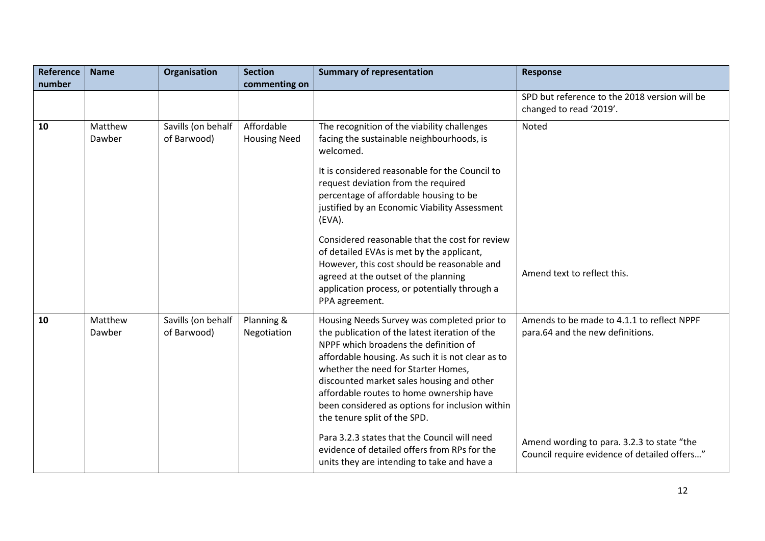| Reference number | Name | Organisation | Section commenting on | Summary of representation | Response |
|---|---|---|---|---|---|
| | | | | | SPD but reference to the 2018 version will be changed to read '2019'. |
| **10** | Matthew Dawber | Savills (on behalf of Barwood) | Affordable Housing Need | The recognition of the viability challenges facing the sustainable neighbourhoods, is welcomed.<br><br>It is considered reasonable for the Council to request deviation from the required percentage of affordable housing to be justified by an Economic Viability Assessment (EVA).<br><br>Considered reasonable that the cost for review of detailed EVAs is met by the applicant, However, this cost should be reasonable and agreed at the outset of the planning application process, or potentially through a PPA agreement. | Noted<br><br>Amend text to reflect this. |
| **10** | Matthew Dawber | Savills (on behalf of Barwood) | Planning & Negotiation | Housing Needs Survey was completed prior to the publication of the latest iteration of the NPPF which broadens the definition of affordable housing. As such it is not clear as to whether the need for Starter Homes, discounted market sales housing and other affordable routes to home ownership have been considered as options for inclusion within the tenure split of the SPD.<br><br>Para 3.2.3 states that the Council will need evidence of detailed offers from RPs for the units they are intending to take and have a | Amends to be made to 4.1.1 to reflect NPPF para.64 and the new definitions.<br><br>Amend wording to para. 3.2.3 to state "the Council require evidence of detailed offers…" |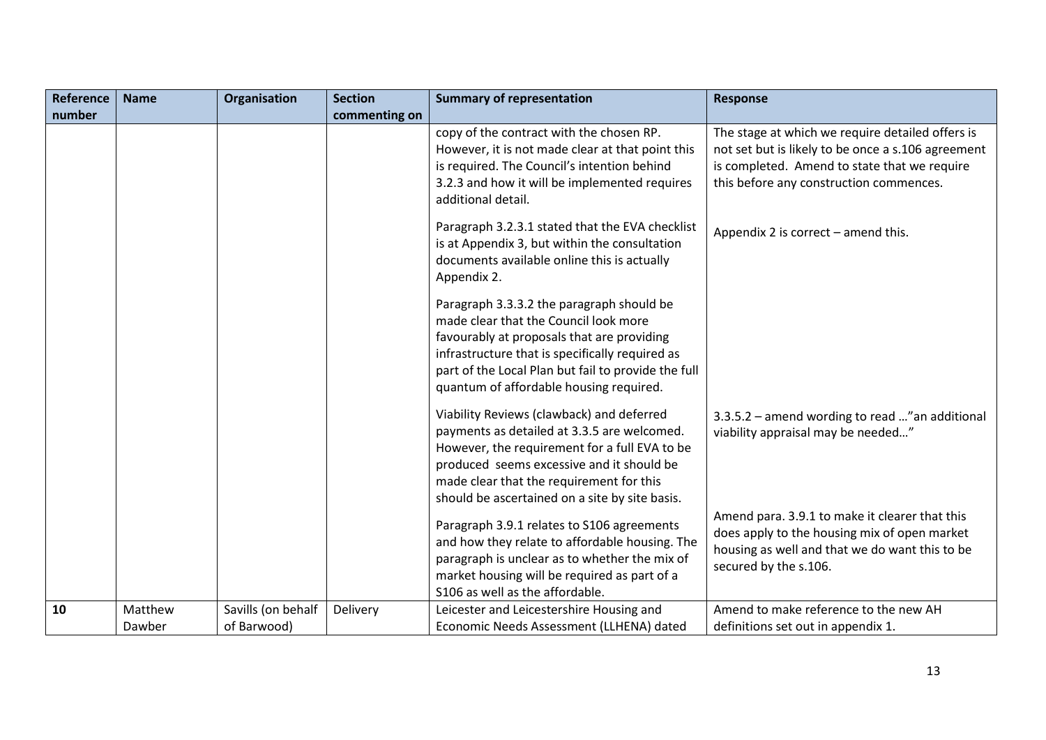| Reference number | Name | Organisation | Section commenting on | Summary of representation | Response |
|---|---|---|---|---|---|
| | | | | copy of the contract with the chosen RP. However, it is not made clear at that point this is required. The Council's intention behind 3.2.3 and how it will be implemented requires additional detail. | The stage at which we require detailed offers is not set but is likely to be once a s.106 agreement is completed. Amend to state that we require this before any construction commences. |
| | | | | Paragraph 3.2.3.1 stated that the EVA checklist is at Appendix 3, but within the consultation documents available online this is actually Appendix 2. | Appendix 2 is correct – amend this. |
| | | | | Paragraph 3.3.3.2 the paragraph should be made clear that the Council look more favourably at proposals that are providing infrastructure that is specifically required as part of the Local Plan but fail to provide the full quantum of affordable housing required. | |
| | | | | Viability Reviews (clawback) and deferred payments as detailed at 3.3.5 are welcomed. However, the requirement for a full EVA to be produced seems excessive and it should be made clear that the requirement for this should be ascertained on a site by site basis. | 3.3.5.2 – amend wording to read …"an additional viability appraisal may be needed…" |
| | | | | Paragraph 3.9.1 relates to S106 agreements and how they relate to affordable housing. The paragraph is unclear as to whether the mix of market housing will be required as part of a S106 as well as the affordable. | Amend para. 3.9.1 to make it clearer that this does apply to the housing mix of open market housing as well and that we do want this to be secured by the s.106. |
| **10** | Matthew Dawber | Savills (on behalf of Barwood) | Delivery | Leicester and Leicestershire Housing and Economic Needs Assessment (LLHENA) dated | Amend to make reference to the new AH definitions set out in appendix 1. |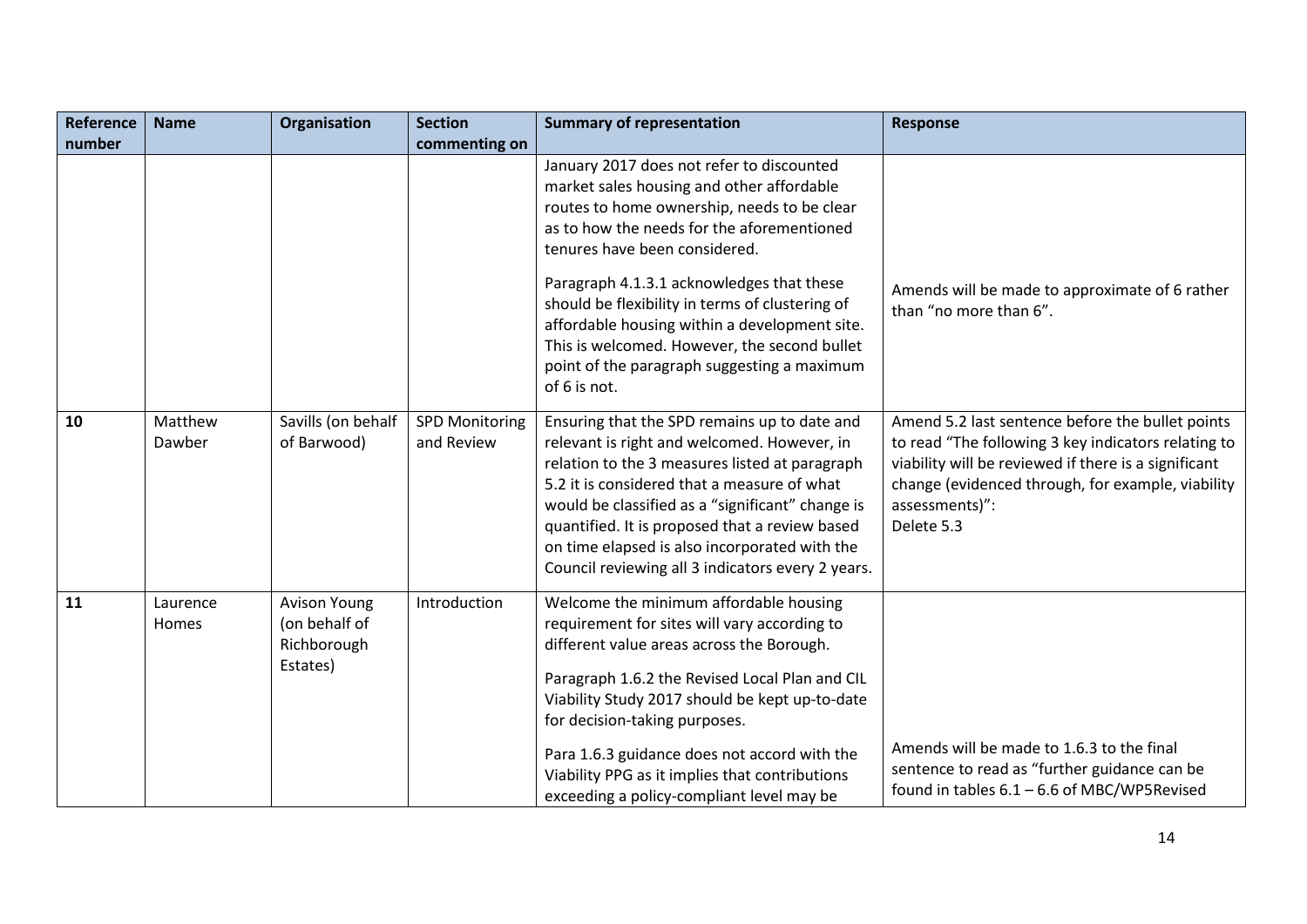| Reference number | Name | Organisation | Section commenting on | Summary of representation | Response |
|---|---|---|---|---|---|
| | | | | January 2017 does not refer to discounted market sales housing and other affordable routes to home ownership, needs to be clear as to how the needs for the aforementioned tenures have been considered.<br><br>Paragraph 4.1.3.1 acknowledges that these should be flexibility in terms of clustering of affordable housing within a development site. This is welcomed. However, the second bullet point of the paragraph suggesting a maximum of 6 is not. | Amends will be made to approximate of 6 rather than "no more than 6". |
| **10** | Matthew Dawber | Savills (on behalf of Barwood) | SPD Monitoring and Review | Ensuring that the SPD remains up to date and relevant is right and welcomed. However, in relation to the 3 measures listed at paragraph 5.2 it is considered that a measure of what would be classified as a "significant" change is quantified. It is proposed that a review based on time elapsed is also incorporated with the Council reviewing all 3 indicators every 2 years. | Amend 5.2 last sentence before the bullet points to read "The following 3 key indicators relating to viability will be reviewed if there is a significant change (evidenced through, for example, viability assessments)":<br>Delete 5.3 |
| **11** | Laurence Homes | Avison Young (on behalf of Richborough Estates) | Introduction | Welcome the minimum affordable housing requirement for sites will vary according to different value areas across the Borough.<br><br>Paragraph 1.6.2 the Revised Local Plan and CIL Viability Study 2017 should be kept up-to-date for decision-taking purposes.<br><br>Para 1.6.3 guidance does not accord with the Viability PPG as it implies that contributions exceeding a policy-compliant level may be | Amends will be made to 1.6.3 to the final sentence to read as "further guidance can be found in tables 6.1 – 6.6 of MBC/WP5Revised |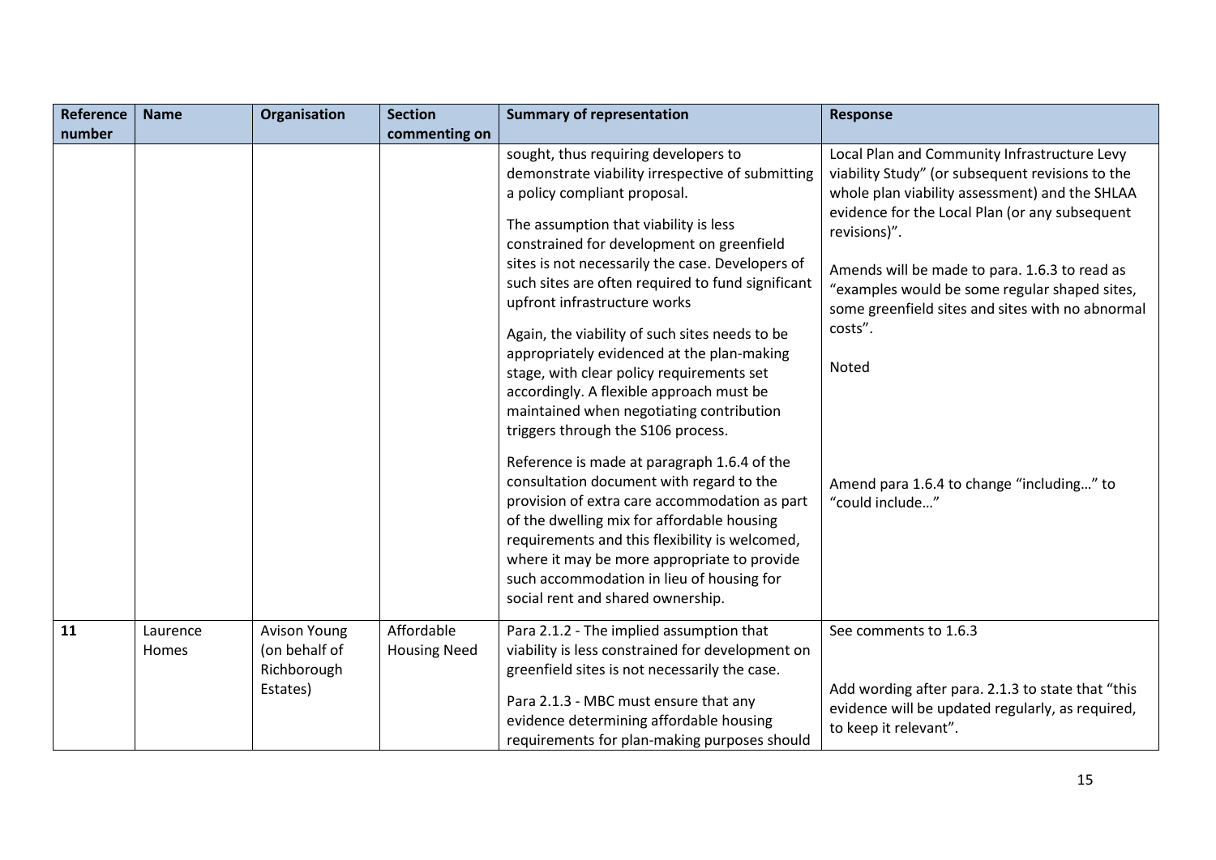| Reference number | Name | Organisation | Section commenting on | Summary of representation | Response |
|---|---|---|---|---|---|
| | | | | sought, thus requiring developers to demonstrate viability irrespective of submitting a policy compliant proposal.<br><br>The assumption that viability is less constrained for development on greenfield sites is not necessarily the case. Developers of such sites are often required to fund significant upfront infrastructure works<br><br>Again, the viability of such sites needs to be appropriately evidenced at the plan-making stage, with clear policy requirements set accordingly. A flexible approach must be maintained when negotiating contribution triggers through the S106 process.<br><br>Reference is made at paragraph 1.6.4 of the consultation document with regard to the provision of extra care accommodation as part of the dwelling mix for affordable housing requirements and this flexibility is welcomed, where it may be more appropriate to provide such accommodation in lieu of housing for social rent and shared ownership. | Local Plan and Community Infrastructure Levy viability Study" (or subsequent revisions to the whole plan viability assessment) and the SHLAA evidence for the Local Plan (or any subsequent revisions)".<br><br>Amends will be made to para. 1.6.3 to read as "examples would be some regular shaped sites, some greenfield sites and sites with no abnormal costs".<br><br>Noted<br><br>Amend para 1.6.4 to change "including…" to "could include…" |
| **11** | Laurence Homes | Avison Young (on behalf of Richborough Estates) | Affordable Housing Need | Para 2.1.2 - The implied assumption that viability is less constrained for development on greenfield sites is not necessarily the case.<br><br>Para 2.1.3 - MBC must ensure that any evidence determining affordable housing requirements for plan-making purposes should | See comments to 1.6.3<br><br>Add wording after para. 2.1.3 to state that "this evidence will be updated regularly, as required, to keep it relevant". |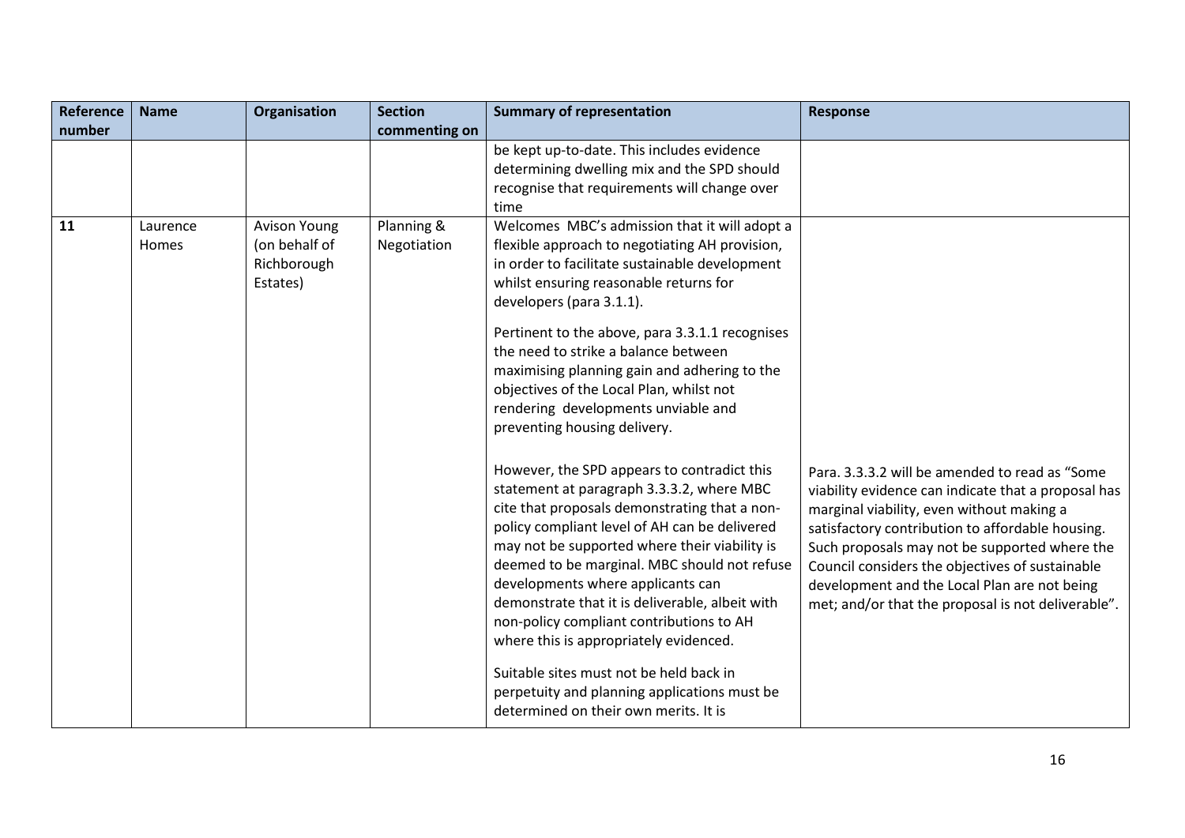| Reference number | Name | Organisation | Section commenting on | Summary of representation | Response |
| --- | --- | --- | --- | --- | --- |
| | | | | be kept up-to-date. This includes evidence determining dwelling mix and the SPD should recognise that requirements will change over time | |
| **11** | Laurence Homes | Avison Young (on behalf of Richborough Estates) | Planning & Negotiation | Welcomes MBC's admission that it will adopt a flexible approach to negotiating AH provision, in order to facilitate sustainable development whilst ensuring reasonable returns for developers (para 3.1.1).<br><br>Pertinent to the above, para 3.3.1.1 recognises the need to strike a balance between maximising planning gain and adhering to the objectives of the Local Plan, whilst not rendering developments unviable and preventing housing delivery.<br><br>However, the SPD appears to contradict this statement at paragraph 3.3.3.2, where MBC cite that proposals demonstrating that a non-policy compliant level of AH can be delivered may not be supported where their viability is deemed to be marginal. MBC should not refuse developments where applicants can demonstrate that it is deliverable, albeit with non-policy compliant contributions to AH where this is appropriately evidenced.<br><br>Suitable sites must not be held back in perpetuity and planning applications must be determined on their own merits. It is | Para. 3.3.3.2 will be amended to read as "Some viability evidence can indicate that a proposal has marginal viability, even without making a satisfactory contribution to affordable housing. Such proposals may not be supported where the Council considers the objectives of sustainable development and the Local Plan are not being met; and/or that the proposal is not deliverable". |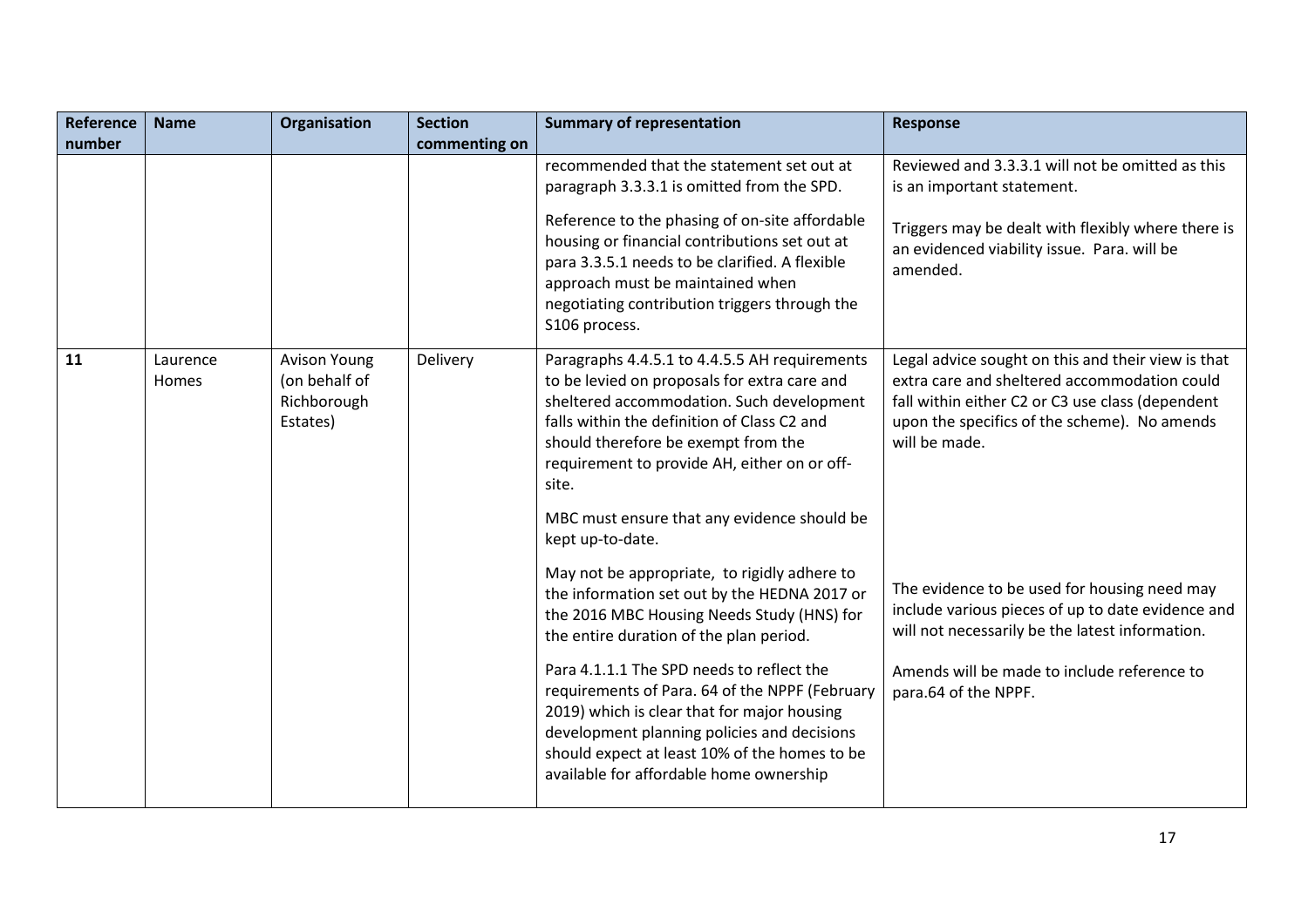| Reference number | Name | Organisation | Section commenting on | Summary of representation | Response |
|---|---|---|---|---|---|
| | | | | recommended that the statement set out at paragraph 3.3.3.1 is omitted from the SPD.<br><br>Reference to the phasing of on-site affordable housing or financial contributions set out at para 3.3.5.1 needs to be clarified. A flexible approach must be maintained when negotiating contribution triggers through the S106 process. | Reviewed and 3.3.3.1 will not be omitted as this is an important statement.<br><br>Triggers may be dealt with flexibly where there is an evidenced viability issue. Para. will be amended. |
| **11** | Laurence Homes | Avison Young (on behalf of Richborough Estates) | Delivery | Paragraphs 4.4.5.1 to 4.4.5.5 AH requirements to be levied on proposals for extra care and sheltered accommodation. Such development falls within the definition of Class C2 and should therefore be exempt from the requirement to provide AH, either on or off-site.<br><br>MBC must ensure that any evidence should be kept up-to-date.<br><br>May not be appropriate, to rigidly adhere to the information set out by the HEDNA 2017 or the 2016 MBC Housing Needs Study (HNS) for the entire duration of the plan period.<br><br>Para 4.1.1.1 The SPD needs to reflect the requirements of Para. 64 of the NPPF (February 2019) which is clear that for major housing development planning policies and decisions should expect at least 10% of the homes to be available for affordable home ownership | Legal advice sought on this and their view is that extra care and sheltered accommodation could fall within either C2 or C3 use class (dependent upon the specifics of the scheme). No amends will be made.<br><br>The evidence to be used for housing need may include various pieces of up to date evidence and will not necessarily be the latest information.<br><br>Amends will be made to include reference to para.64 of the NPPF. |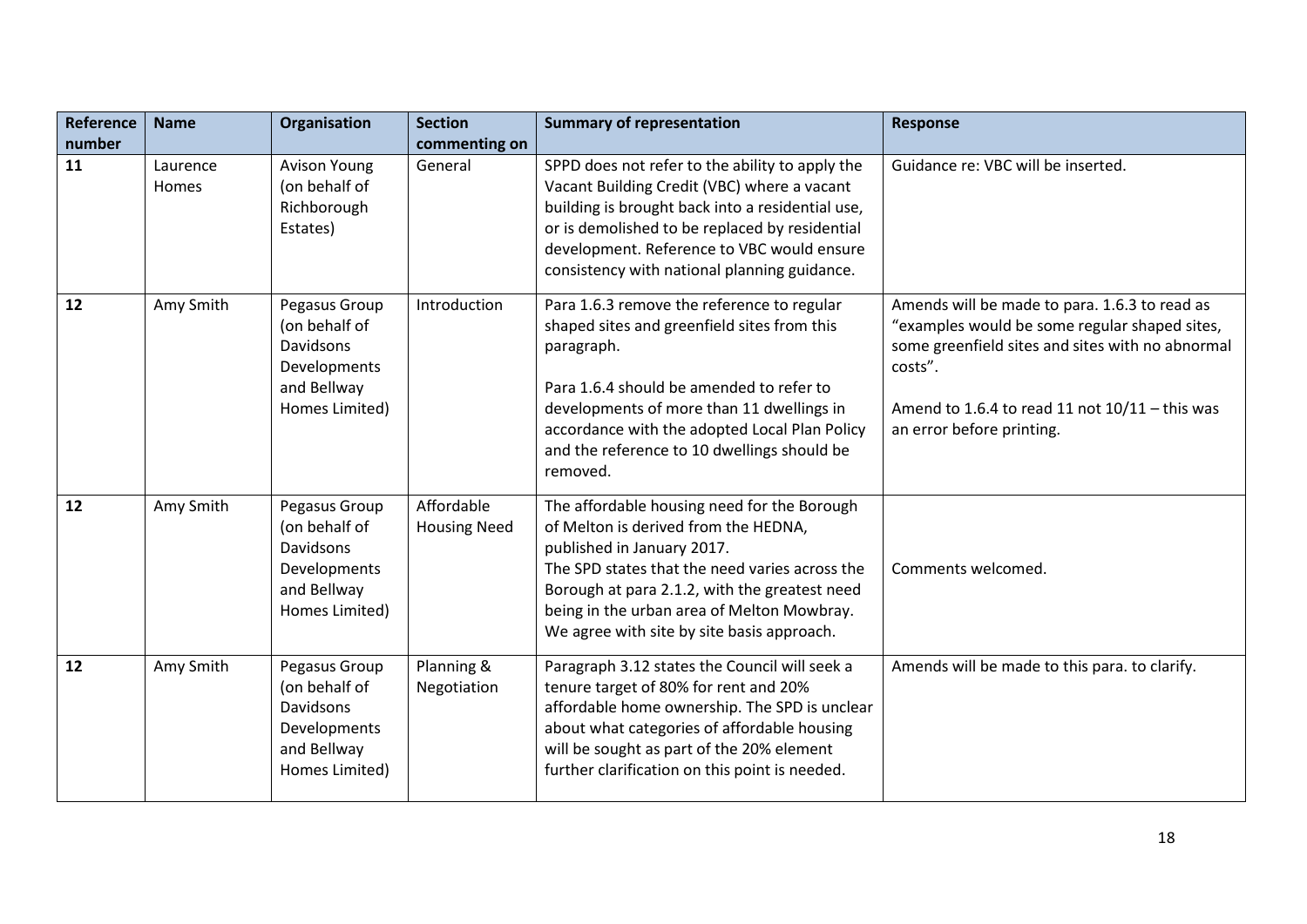| Reference number | Name | Organisation | Section commenting on | Summary of representation | Response |
|---|---|---|---|---|---|
| 11 | Laurence Homes | Avison Young (on behalf of Richborough Estates) | General | SPPD does not refer to the ability to apply the Vacant Building Credit (VBC) where a vacant building is brought back into a residential use, or is demolished to be replaced by residential development. Reference to VBC would ensure consistency with national planning guidance. | Guidance re: VBC will be inserted. |
| 12 | Amy Smith | Pegasus Group (on behalf of Davidsons Developments and Bellway Homes Limited) | Introduction | Para 1.6.3 remove the reference to regular shaped sites and greenfield sites from this paragraph.<br><br>Para 1.6.4 should be amended to refer to developments of more than 11 dwellings in accordance with the adopted Local Plan Policy and the reference to 10 dwellings should be removed. | Amends will be made to para. 1.6.3 to read as "examples would be some regular shaped sites, some greenfield sites and sites with no abnormal costs".<br><br>Amend to 1.6.4 to read 11 not 10/11 – this was an error before printing. |
| 12 | Amy Smith | Pegasus Group (on behalf of Davidsons Developments and Bellway Homes Limited) | Affordable Housing Need | The affordable housing need for the Borough of Melton is derived from the HEDNA, published in January 2017.<br>The SPD states that the need varies across the Borough at para 2.1.2, with the greatest need being in the urban area of Melton Mowbray.<br>We agree with site by site basis approach. | Comments welcomed. |
| 12 | Amy Smith | Pegasus Group (on behalf of Davidsons Developments and Bellway Homes Limited) | Planning & Negotiation | Paragraph 3.12 states the Council will seek a tenure target of 80% for rent and 20% affordable home ownership. The SPD is unclear about what categories of affordable housing will be sought as part of the 20% element further clarification on this point is needed. | Amends will be made to this para. to clarify. |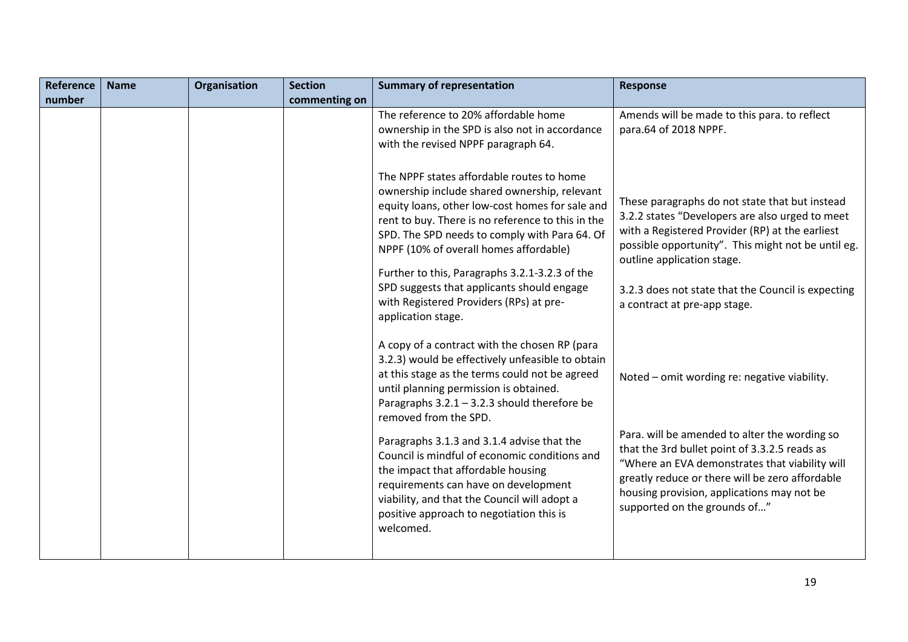| Reference number | Name | Organisation | Section commenting on | Summary of representation | Response |
|---|---|---|---|---|---|
| | | | | The reference to 20% affordable home ownership in the SPD is also not in accordance with the revised NPPF paragraph 64. | Amends will be made to this para. to reflect para.64 of 2018 NPPF. |
| | | | | The NPPF states affordable routes to home ownership include shared ownership, relevant equity loans, other low-cost homes for sale and rent to buy. There is no reference to this in the SPD. The SPD needs to comply with Para 64. Of NPPF (10% of overall homes affordable) | |
| | | | | Further to this, Paragraphs 3.2.1-3.2.3 of the SPD suggests that applicants should engage with Registered Providers (RPs) at pre-application stage. | These paragraphs do not state that but instead 3.2.2 states "Developers are also urged to meet with a Registered Provider (RP) at the earliest possible opportunity". This might not be until eg. outline application stage. |
| | | | | A copy of a contract with the chosen RP (para 3.2.3) would be effectively unfeasible to obtain at this stage as the terms could not be agreed until planning permission is obtained. Paragraphs 3.2.1 – 3.2.3 should therefore be removed from the SPD. | 3.2.3 does not state that the Council is expecting a contract at pre-app stage. |
| | | | | | Noted – omit wording re: negative viability. |
| | | | | Paragraphs 3.1.3 and 3.1.4 advise that the Council is mindful of economic conditions and the impact that affordable housing requirements can have on development viability, and that the Council will adopt a positive approach to negotiation this is welcomed. | Para. will be amended to alter the wording so that the 3rd bullet point of 3.3.2.5 reads as "Where an EVA demonstrates that viability will greatly reduce or there will be zero affordable housing provision, applications may not be supported on the grounds of…" |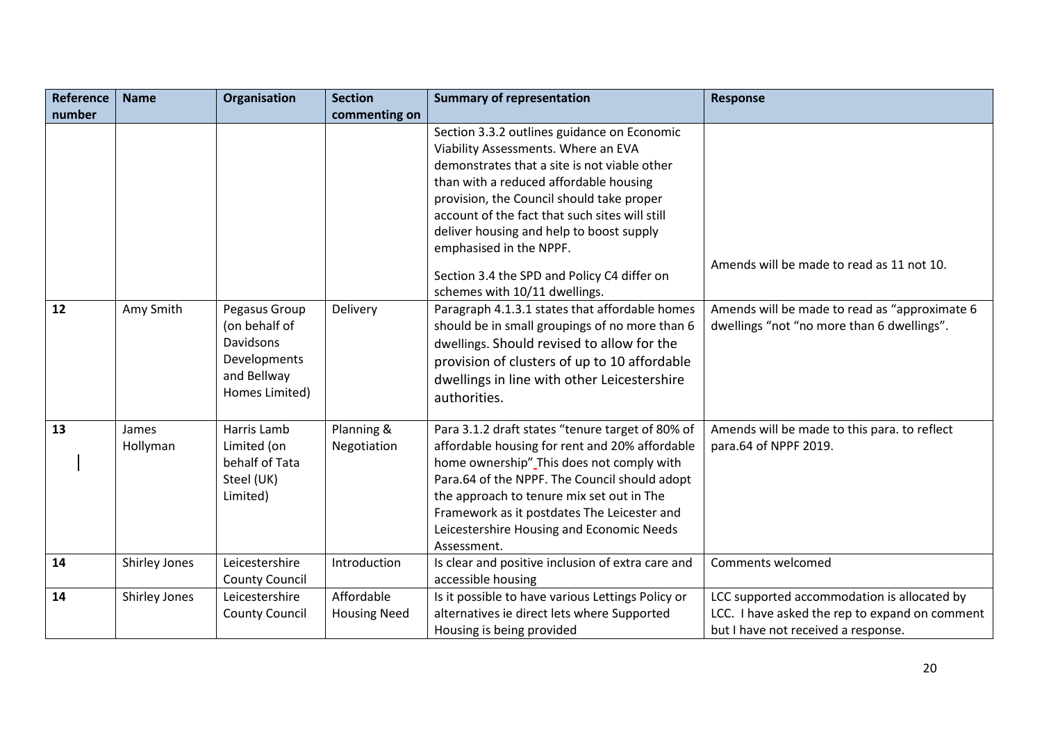| Reference number | Name | Organisation | Section commenting on | Summary of representation | Response |
|---|---|---|---|---|---|
| | | | | Section 3.3.2 outlines guidance on Economic Viability Assessments. Where an EVA demonstrates that a site is not viable other than with a reduced affordable housing provision, the Council should take proper account of the fact that such sites will still deliver housing and help to boost supply emphasised in the NPPF.<br><br>Section 3.4 the SPD and Policy C4 differ on schemes with 10/11 dwellings. | Amends will be made to read as 11 not 10. |
| **12** | Amy Smith | Pegasus Group (on behalf of Davidsons Developments and Bellway Homes Limited) | Delivery | Paragraph 4.1.3.1 states that affordable homes should be in small groupings of no more than 6 dwellings. Should revised to allow for the provision of clusters of up to 10 affordable dwellings in line with other Leicestershire authorities. | Amends will be made to read as "approximate 6 dwellings "not "no more than 6 dwellings". |
| **13** | James Hollyman | Harris Lamb Limited (on behalf of Tata Steel (UK) Limited) | Planning & Negotiation | Para 3.1.2 draft states "tenure target of 80% of affordable housing for rent and 20% affordable home ownership" This does not comply with Para.64 of the NPPF. The Council should adopt the approach to tenure mix set out in The Framework as it postdates The Leicester and Leicestershire Housing and Economic Needs Assessment. | Amends will be made to this para. to reflect para.64 of NPPF 2019. |
| **14** | Shirley Jones | Leicestershire County Council | Introduction | Is clear and positive inclusion of extra care and accessible housing | Comments welcomed |
| **14** | Shirley Jones | Leicestershire County Council | Affordable Housing Need | Is it possible to have various Lettings Policy or alternatives ie direct lets where Supported Housing is being provided | LCC supported accommodation is allocated by LCC. I have asked the rep to expand on comment but I have not received a response. |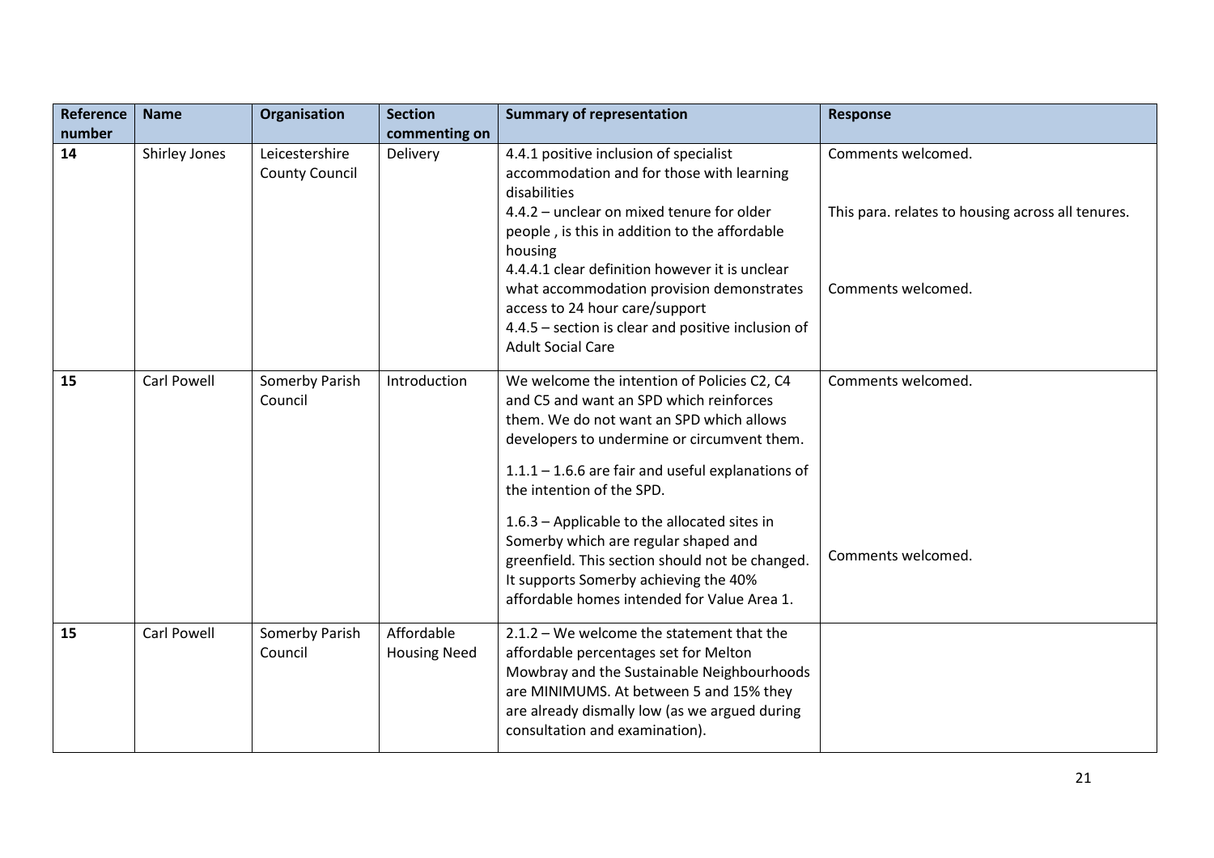| Reference number | Name | Organisation | Section commenting on | Summary of representation | Response |
|---|---|---|---|---|---|
| **14** | Shirley Jones | Leicestershire County Council | Delivery | 4.4.1 positive inclusion of specialist accommodation and for those with learning disabilities<br>4.4.2 – unclear on mixed tenure for older people , is this in addition to the affordable housing<br>4.4.4.1 clear definition however it is unclear what accommodation provision demonstrates access to 24 hour care/support<br>4.4.5 – section is clear and positive inclusion of Adult Social Care | Comments welcomed.<br><br>This para. relates to housing across all tenures.<br><br>Comments welcomed. |
| **15** | Carl Powell | Somerby Parish Council | Introduction | We welcome the intention of Policies C2, C4 and C5 and want an SPD which reinforces them. We do not want an SPD which allows developers to undermine or circumvent them.<br><br>1.1.1 – 1.6.6 are fair and useful explanations of the intention of the SPD.<br><br>1.6.3 – Applicable to the allocated sites in Somerby which are regular shaped and greenfield. This section should not be changed. It supports Somerby achieving the 40% affordable homes intended for Value Area 1. | Comments welcomed.<br><br><br><br><br><br>Comments welcomed. |
| **15** | Carl Powell | Somerby Parish Council | Affordable Housing Need | 2.1.2 – We welcome the statement that the affordable percentages set for Melton Mowbray and the Sustainable Neighbourhoods are MINIMUMS. At between 5 and 15% they are already dismally low (as we argued during consultation and examination). | |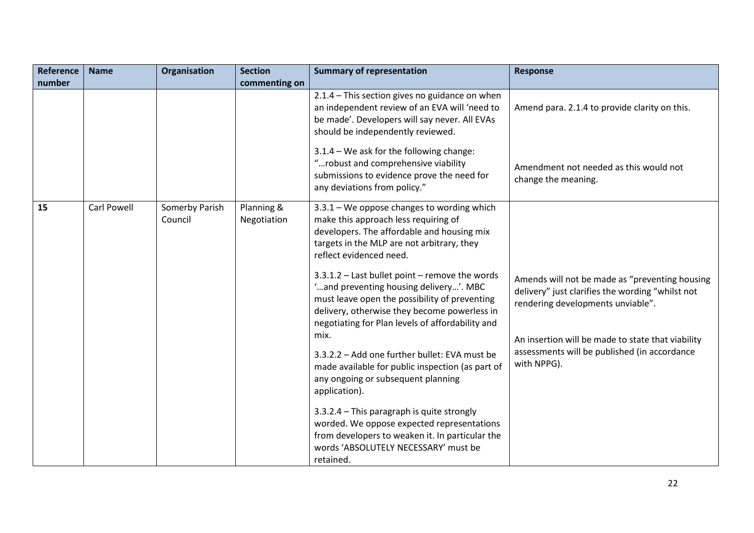| Reference number | Name | Organisation | Section commenting on | Summary of representation | Response |
|---|---|---|---|---|---|
| | | | | 2.1.4 – This section gives no guidance on when an independent review of an EVA will 'need to be made'. Developers will say never. All EVAs should be independently reviewed. | Amend para. 2.1.4 to provide clarity on this. |
| | | | | 3.1.4 – We ask for the following change: "…robust and comprehensive viability submissions to evidence prove the need for any deviations from policy." | Amendment not needed as this would not change the meaning. |
| **15** | Carl Powell | Somerby Parish Council | Planning & Negotiation | 3.3.1 – We oppose changes to wording which make this approach less requiring of developers. The affordable and housing mix targets in the MLP are not arbitrary, they reflect evidenced need.<br><br>3.3.1.2 – Last bullet point – remove the words '…and preventing housing delivery…'. MBC must leave open the possibility of preventing delivery, otherwise they become powerless in negotiating for Plan levels of affordability and mix.<br><br>3.3.2.2 – Add one further bullet: EVA must be made available for public inspection (as part of any ongoing or subsequent planning application).<br><br>3.3.2.4 – This paragraph is quite strongly worded. We oppose expected representations from developers to weaken it. In particular the words 'ABSOLUTELY NECESSARY' must be retained. | Amends will not be made as "preventing housing delivery" just clarifies the wording "whilst not rendering developments unviable".<br><br>An insertion will be made to state that viability assessments will be published (in accordance with NPPG). |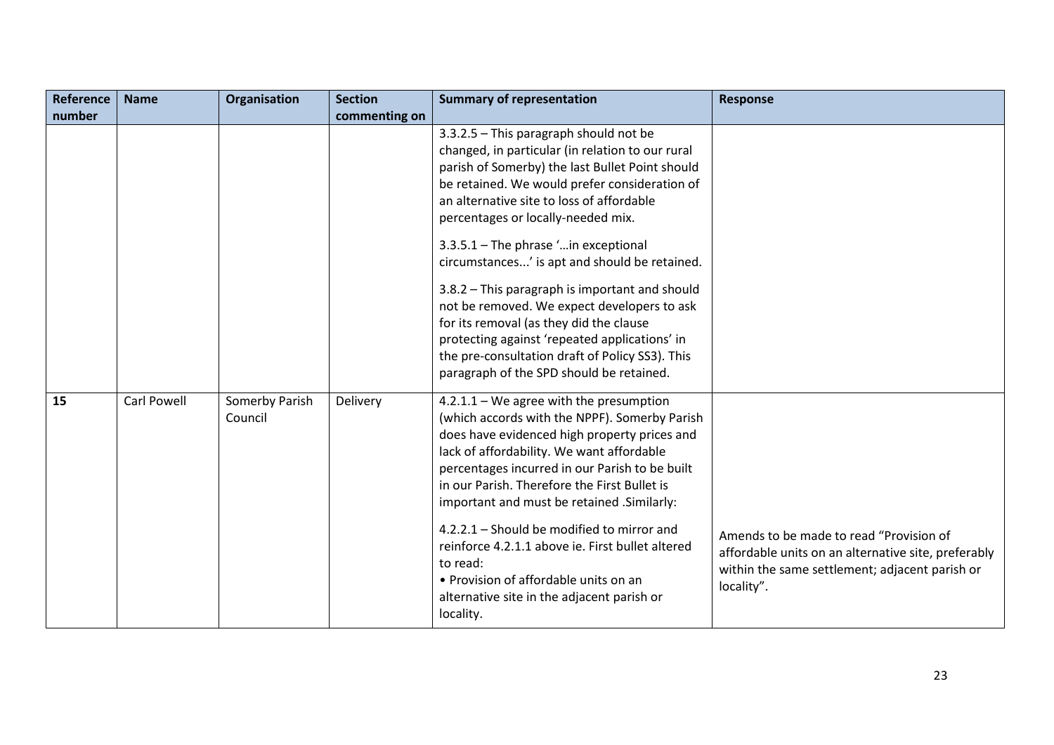| Reference number | Name | Organisation | Section commenting on | Summary of representation | Response |
|---|---|---|---|---|---|
| | | | | 3.3.2.5 – This paragraph should not be changed, in particular (in relation to our rural parish of Somerby) the last Bullet Point should be retained. We would prefer consideration of an alternative site to loss of affordable percentages or locally-needed mix.<br><br>3.3.5.1 – The phrase '…in exceptional circumstances...' is apt and should be retained.<br><br>3.8.2 – This paragraph is important and should not be removed. We expect developers to ask for its removal (as they did the clause protecting against 'repeated applications' in the pre-consultation draft of Policy SS3). This paragraph of the SPD should be retained. | |
| **15** | Carl Powell | Somerby Parish Council | Delivery | 4.2.1.1 – We agree with the presumption (which accords with the NPPF). Somerby Parish does have evidenced high property prices and lack of affordability. We want affordable percentages incurred in our Parish to be built in our Parish. Therefore the First Bullet is important and must be retained .Similarly:<br><br>4.2.2.1 – Should be modified to mirror and reinforce 4.2.1.1 above ie. First bullet altered to read:<br>• Provision of affordable units on an alternative site in the adjacent parish or locality. | Amends to be made to read "Provision of affordable units on an alternative site, preferably within the same settlement; adjacent parish or locality". |